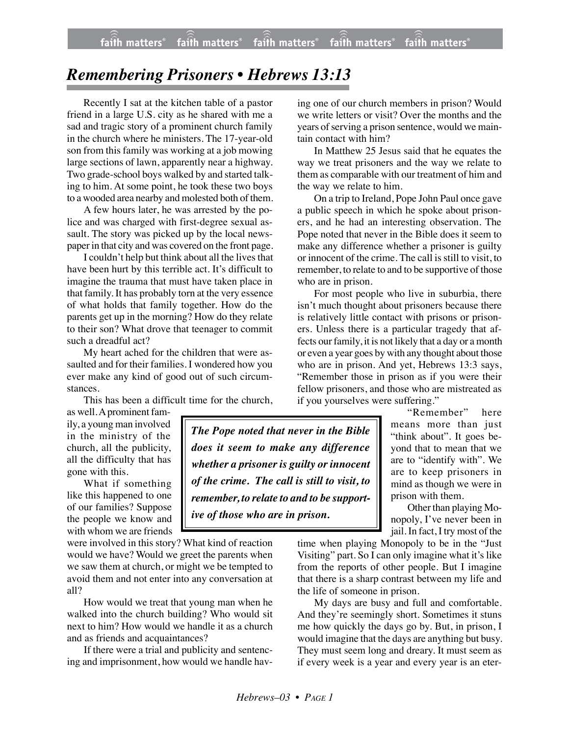# *Remembering Prisoners • Hebrews 13:13*

Recently I sat at the kitchen table of a pastor friend in a large U.S. city as he shared with me a sad and tragic story of a prominent church family in the church where he ministers. The 17-year-old son from this family was working at a job mowing large sections of lawn, apparently near a highway. Two grade-school boys walked by and started talking to him. At some point, he took these two boys to a wooded area nearby and molested both of them.

A few hours later, he was arrested by the police and was charged with first-degree sexual assault. The story was picked up by the local newspaper in that city and was covered on the front page.

I couldn't help but think about all the lives that have been hurt by this terrible act. It's difficult to imagine the trauma that must have taken place in that family. It has probably torn at the very essence of what holds that family together. How do the parents get up in the morning? How do they relate to their son? What drove that teenager to commit such a dreadful act?

My heart ached for the children that were assaulted and for their families. I wondered how you ever make any kind of good out of such circumstances.

This has been a difficult time for the church, as well. A prominent family, a young man involved in the ministry of the church, all the publicity, all the difficulty that has gone with this.

What if something like this happened to one of our families? Suppose the people we know and with whom we are friends were involved in this story? What kind of reaction would we have? Would we greet the parents when we saw them at church, or might we be tempted to avoid them and not enter into any conversation at all?

How would we treat that young man when he walked into the church building? Who would sit next to him? How would we handle it as a church and as friends and acquaintances?

If there were a trial and publicity and sentencing and imprisonment, how would we handle having one of our church members in prison? Would we write letters or visit? Over the months and the years of serving a prison sentence, would we maintain contact with him?

In Matthew 25 Jesus said that he equates the way we treat prisoners and the way we relate to them as comparable with our treatment of him and the way we relate to him.

On a trip to Ireland, Pope John Paul once gave a public speech in which he spoke about prisoners, and he had an interesting observation. The Pope noted that never in the Bible does it seem to make any difference whether a prisoner is guilty or innocent of the crime. The call is still to visit, to remember, to relate to and to be supportive of those who are in prison.

> ***The Pope noted that never in the Bible does it seem to make any difference whether a prisoner is guilty or innocent of the crime. The call is still to visit, to remember, to relate to and to be supportive of those who are in prison.***

For most people who live in suburbia, there isn't much thought about prisoners because there is relatively little contact with prisons or prisoners. Unless there is a particular tragedy that affects our family, it is not likely that a day or a month or even a year goes by with any thought about those who are in prison. And yet, Hebrews 13:3 says, "Remember those in prison as if you were their fellow prisoners, and those who are mistreated as if you yourselves were suffering."

"Remember" here means more than just "think about". It goes beyond that to mean that we are to "identify with". We are to keep prisoners in mind as though we were in prison with them.

Other than playing Monopoly, I've never been in jail. In fact, I try most of the time when playing Monopoly to be in the "Just Visiting" part. So I can only imagine what it's like from the reports of other people. But I imagine that there is a sharp contrast between my life and the life of someone in prison.

My days are busy and full and comfortable. And they're seemingly short. Sometimes it stuns me how quickly the days go by. But, in prison, I would imagine that the days are anything but busy. They must seem long and dreary. It must seem as if every week is a year and every year is an eter-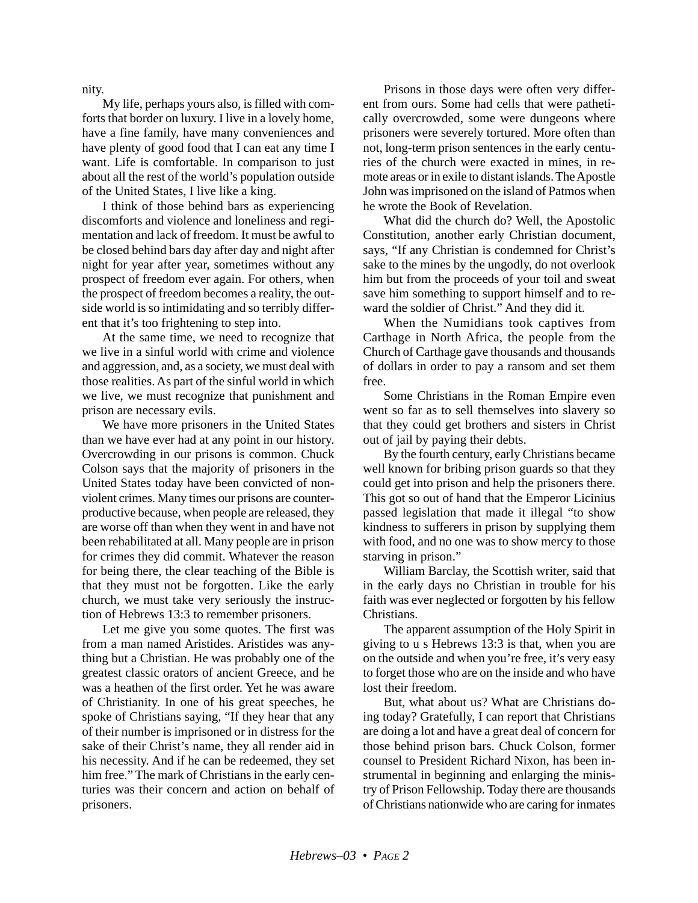nity.

My life, perhaps yours also, is filled with comforts that border on luxury. I live in a lovely home, have a fine family, have many conveniences and have plenty of good food that I can eat any time I want. Life is comfortable. In comparison to just about all the rest of the world's population outside of the United States, I live like a king.

I think of those behind bars as experiencing discomforts and violence and loneliness and regimentation and lack of freedom. It must be awful to be closed behind bars day after day and night after night for year after year, sometimes without any prospect of freedom ever again. For others, when the prospect of freedom becomes a reality, the outside world is so intimidating and so terribly different that it's too frightening to step into.

At the same time, we need to recognize that we live in a sinful world with crime and violence and aggression, and, as a society, we must deal with those realities. As part of the sinful world in which we live, we must recognize that punishment and prison are necessary evils.

We have more prisoners in the United States than we have ever had at any point in our history. Overcrowding in our prisons is common. Chuck Colson says that the majority of prisoners in the United States today have been convicted of nonviolent crimes. Many times our prisons are counterproductive because, when people are released, they are worse off than when they went in and have not been rehabilitated at all. Many people are in prison for crimes they did commit. Whatever the reason for being there, the clear teaching of the Bible is that they must not be forgotten. Like the early church, we must take very seriously the instruction of Hebrews 13:3 to remember prisoners.

Let me give you some quotes. The first was from a man named Aristides. Aristides was anything but a Christian. He was probably one of the greatest classic orators of ancient Greece, and he was a heathen of the first order. Yet he was aware of Christianity. In one of his great speeches, he spoke of Christians saying, "If they hear that any of their number is imprisoned or in distress for the sake of their Christ's name, they all render aid in his necessity. And if he can be redeemed, they set him free." The mark of Christians in the early centuries was their concern and action on behalf of prisoners.

Prisons in those days were often very different from ours. Some had cells that were pathetically overcrowded, some were dungeons where prisoners were severely tortured. More often than not, long-term prison sentences in the early centuries of the church were exacted in mines, in remote areas or in exile to distant islands. The Apostle John was imprisoned on the island of Patmos when he wrote the Book of Revelation.

What did the church do? Well, the Apostolic Constitution, another early Christian document, says, "If any Christian is condemned for Christ's sake to the mines by the ungodly, do not overlook him but from the proceeds of your toil and sweat save him something to support himself and to reward the soldier of Christ." And they did it.

When the Numidians took captives from Carthage in North Africa, the people from the Church of Carthage gave thousands and thousands of dollars in order to pay a ransom and set them free.

Some Christians in the Roman Empire even went so far as to sell themselves into slavery so that they could get brothers and sisters in Christ out of jail by paying their debts.

By the fourth century, early Christians became well known for bribing prison guards so that they could get into prison and help the prisoners there. This got so out of hand that the Emperor Licinius passed legislation that made it illegal "to show kindness to sufferers in prison by supplying them with food, and no one was to show mercy to those starving in prison."

William Barclay, the Scottish writer, said that in the early days no Christian in trouble for his faith was ever neglected or forgotten by his fellow Christians.

The apparent assumption of the Holy Spirit in giving to u s Hebrews 13:3 is that, when you are on the outside and when you're free, it's very easy to forget those who are on the inside and who have lost their freedom.

But, what about us? What are Christians doing today? Gratefully, I can report that Christians are doing a lot and have a great deal of concern for those behind prison bars. Chuck Colson, former counsel to President Richard Nixon, has been instrumental in beginning and enlarging the ministry of Prison Fellowship. Today there are thousands of Christians nationwide who are caring for inmates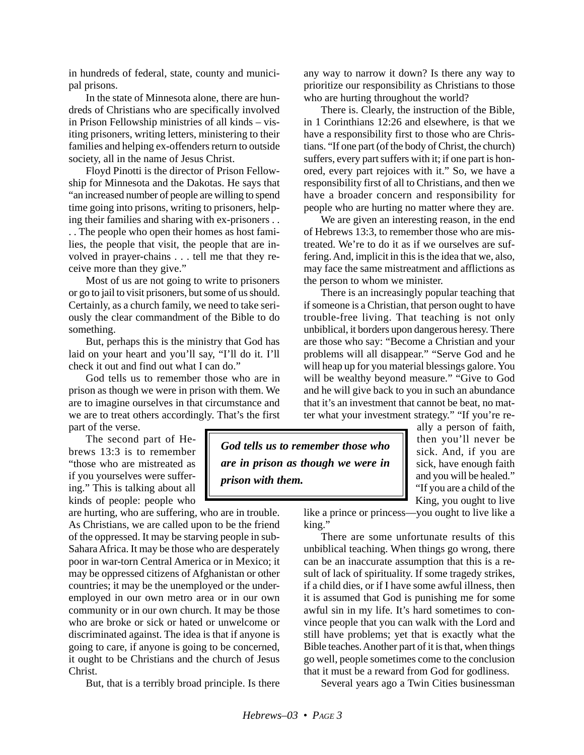in hundreds of federal, state, county and municipal prisons.

In the state of Minnesota alone, there are hundreds of Christians who are specifically involved in Prison Fellowship ministries of all kinds – visiting prisoners, writing letters, ministering to their families and helping ex-offenders return to outside society, all in the name of Jesus Christ.

Floyd Pinotti is the director of Prison Fellowship for Minnesota and the Dakotas. He says that "an increased number of people are willing to spend time going into prisons, writing to prisoners, helping their families and sharing with ex-prisoners . . . . The people who open their homes as host families, the people that visit, the people that are involved in prayer-chains . . . tell me that they receive more than they give."

Most of us are not going to write to prisoners or go to jail to visit prisoners, but some of us should. Certainly, as a church family, we need to take seriously the clear commandment of the Bible to do something.

But, perhaps this is the ministry that God has laid on your heart and you'll say, "I'll do it. I'll check it out and find out what I can do."

God tells us to remember those who are in prison as though we were in prison with them. We are to imagine ourselves in that circumstance and we are to treat others accordingly. That's the first part of the verse.

***God tells us to remember those who are in prison as though we were in prison with them.***

The second part of Hebrews 13:3 is to remember "those who are mistreated as if you yourselves were suffering." This is talking about all kinds of people: people who are hurting, who are suffering, who are in trouble. As Christians, we are called upon to be the friend of the oppressed. It may be starving people in sub-Sahara Africa. It may be those who are desperately poor in war-torn Central America or in Mexico; it may be oppressed citizens of Afghanistan or other countries; it may be the unemployed or the underemployed in our own metro area or in our own community or in our own church. It may be those who are broke or sick or hated or unwelcome or discriminated against. The idea is that if anyone is going to care, if anyone is going to be concerned, it ought to be Christians and the church of Jesus Christ.

But, that is a terribly broad principle. Is there any way to narrow it down? Is there any way to prioritize our responsibility as Christians to those who are hurting throughout the world?

There is. Clearly, the instruction of the Bible, in 1 Corinthians 12:26 and elsewhere, is that we have a responsibility first to those who are Christians. "If one part (of the body of Christ, the church) suffers, every part suffers with it; if one part is honored, every part rejoices with it." So, we have a responsibility first of all to Christians, and then we have a broader concern and responsibility for people who are hurting no matter where they are.

We are given an interesting reason, in the end of Hebrews 13:3, to remember those who are mistreated. We're to do it as if we ourselves are suffering. And, implicit in this is the idea that we, also, may face the same mistreatment and afflictions as the person to whom we minister.

There is an increasingly popular teaching that if someone is a Christian, that person ought to have trouble-free living. That teaching is not only unbiblical, it borders upon dangerous heresy. There are those who say: "Become a Christian and your problems will all disappear." "Serve God and he will heap up for you material blessings galore. You will be wealthy beyond measure." "Give to God and he will give back to you in such an abundance that it's an investment that cannot be beat, no matter what your investment strategy." "If you're really a person of faith, then you'll never be sick. And, if you are sick, have enough faith and you will be healed." "If you are a child of the King, you ought to live like a prince or princess—you ought to live like a king."

There are some unfortunate results of this unbiblical teaching. When things go wrong, there can be an inaccurate assumption that this is a result of lack of spirituality. If some tragedy strikes, if a child dies, or if I have some awful illness, then it is assumed that God is punishing me for some awful sin in my life. It's hard sometimes to convince people that you can walk with the Lord and still have problems; yet that is exactly what the Bible teaches. Another part of it is that, when things go well, people sometimes come to the conclusion that it must be a reward from God for godliness.

Several years ago a Twin Cities businessman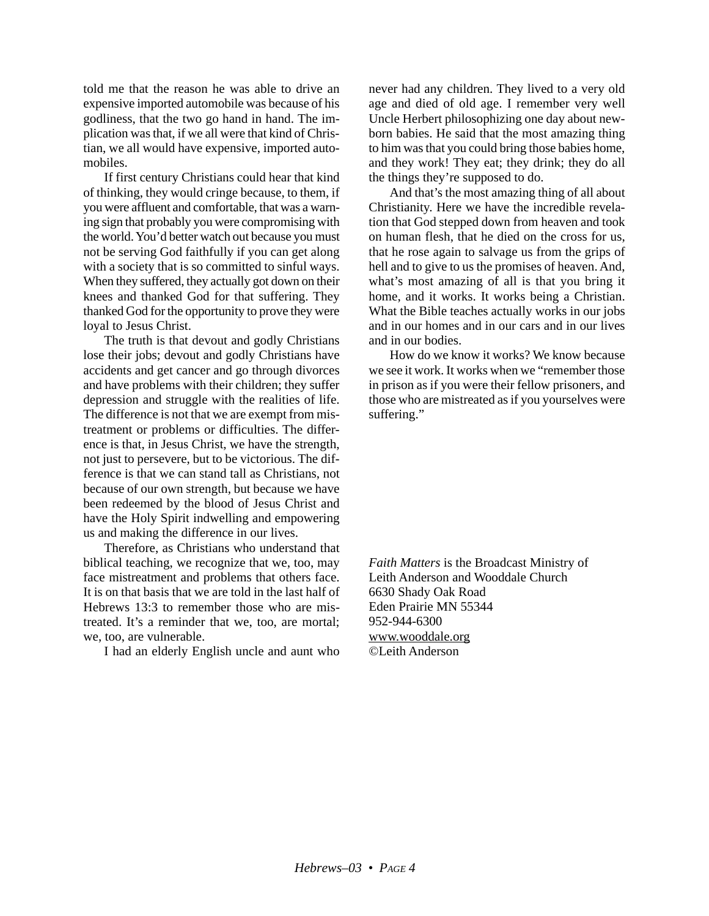told me that the reason he was able to drive an expensive imported automobile was because of his godliness, that the two go hand in hand. The implication was that, if we all were that kind of Christian, we all would have expensive, imported automobiles.

If first century Christians could hear that kind of thinking, they would cringe because, to them, if you were affluent and comfortable, that was a warning sign that probably you were compromising with the world. You'd better watch out because you must not be serving God faithfully if you can get along with a society that is so committed to sinful ways. When they suffered, they actually got down on their knees and thanked God for that suffering. They thanked God for the opportunity to prove they were loyal to Jesus Christ.

The truth is that devout and godly Christians lose their jobs; devout and godly Christians have accidents and get cancer and go through divorces and have problems with their children; they suffer depression and struggle with the realities of life. The difference is not that we are exempt from mistreatment or problems or difficulties. The difference is that, in Jesus Christ, we have the strength, not just to persevere, but to be victorious. The difference is that we can stand tall as Christians, not because of our own strength, but because we have been redeemed by the blood of Jesus Christ and have the Holy Spirit indwelling and empowering us and making the difference in our lives.

Therefore, as Christians who understand that biblical teaching, we recognize that we, too, may face mistreatment and problems that others face. It is on that basis that we are told in the last half of Hebrews 13:3 to remember those who are mistreated. It's a reminder that we, too, are mortal; we, too, are vulnerable.

I had an elderly English uncle and aunt who never had any children. They lived to a very old age and died of old age. I remember very well Uncle Herbert philosophizing one day about newborn babies. He said that the most amazing thing to him was that you could bring those babies home, and they work! They eat; they drink; they do all the things they're supposed to do.

And that's the most amazing thing of all about Christianity. Here we have the incredible revelation that God stepped down from heaven and took on human flesh, that he died on the cross for us, that he rose again to salvage us from the grips of hell and to give to us the promises of heaven. And, what's most amazing of all is that you bring it home, and it works. It works being a Christian. What the Bible teaches actually works in our jobs and in our homes and in our cars and in our lives and in our bodies.

How do we know it works? We know because we see it work. It works when we "remember those in prison as if you were their fellow prisoners, and those who are mistreated as if you yourselves were suffering."

*Faith Matters* is the Broadcast Ministry of
Leith Anderson and Wooddale Church
6630 Shady Oak Road
Eden Prairie MN 55344
952-944-6300
www.wooddale.org
©Leith Anderson